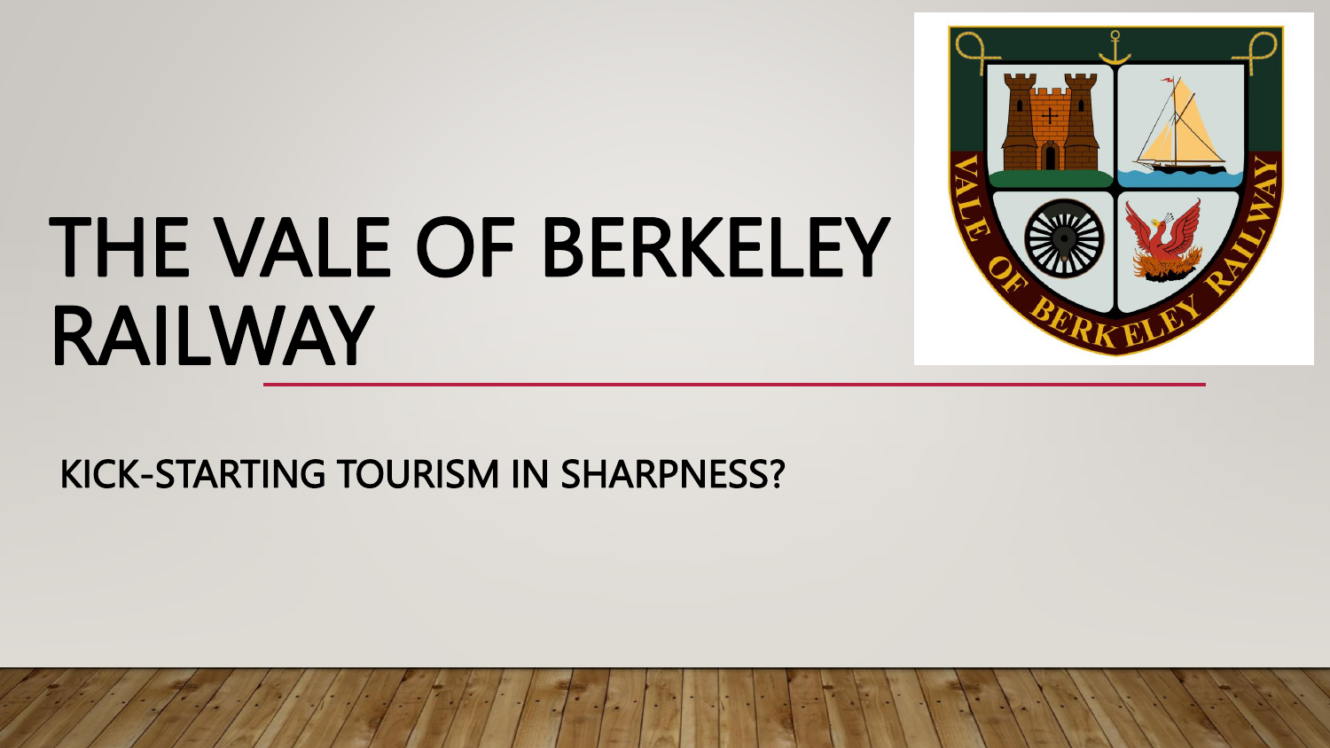# THE VALE OF BERKELEY RAILWAY

KICK-STARTING TOURISM IN SHARPNESS?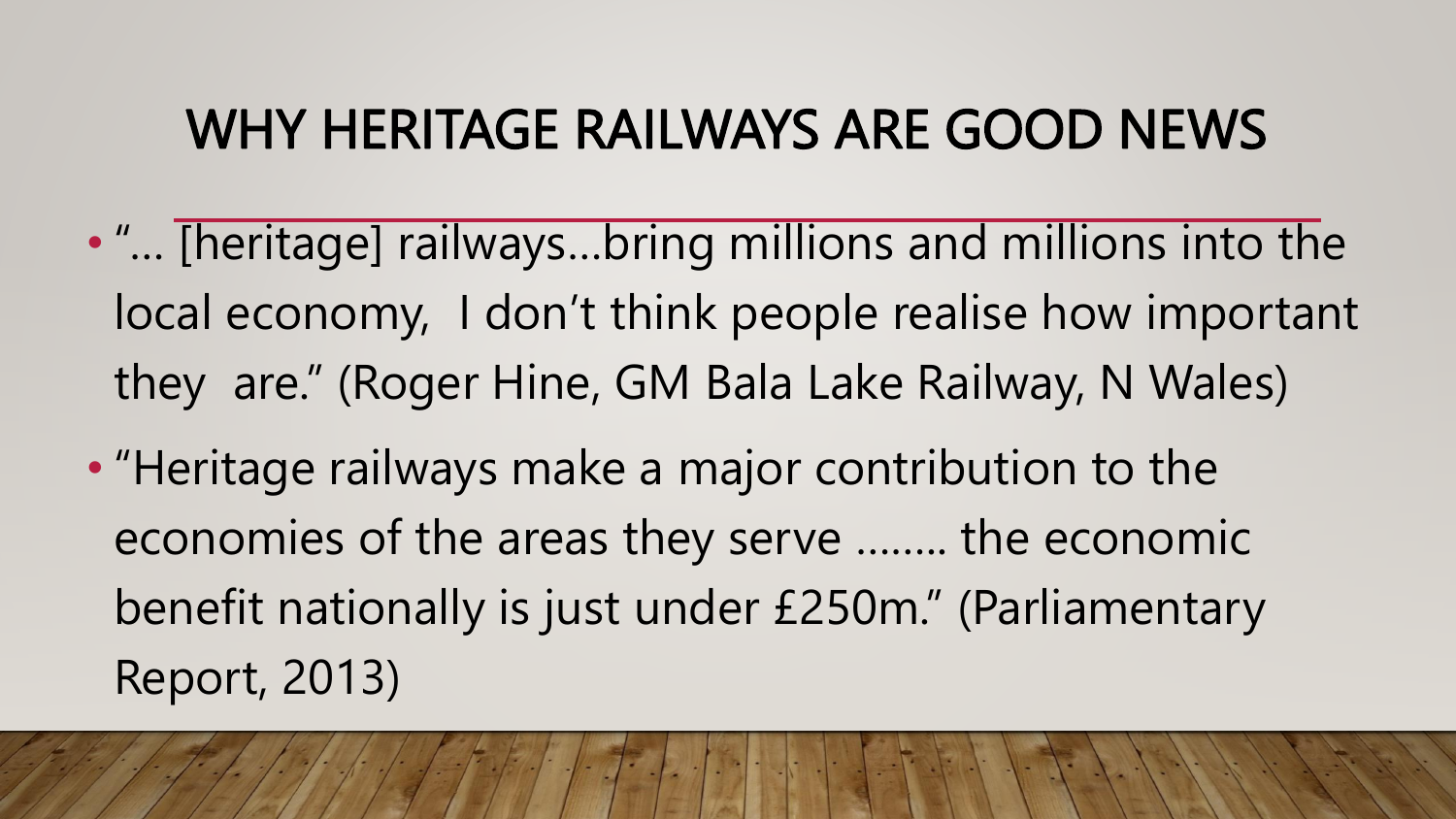# WHY HERITAGE RAILWAYS ARE GOOD NEWS

- "… [heritage] railways…bring millions and millions into the local economy,  I don't think people realise how important they  are." (Roger Hine, GM Bala Lake Railway, N Wales)
- "Heritage railways make a major contribution to the economies of the areas they serve …….. the economic benefit nationally is just under £250m." (Parliamentary Report, 2013)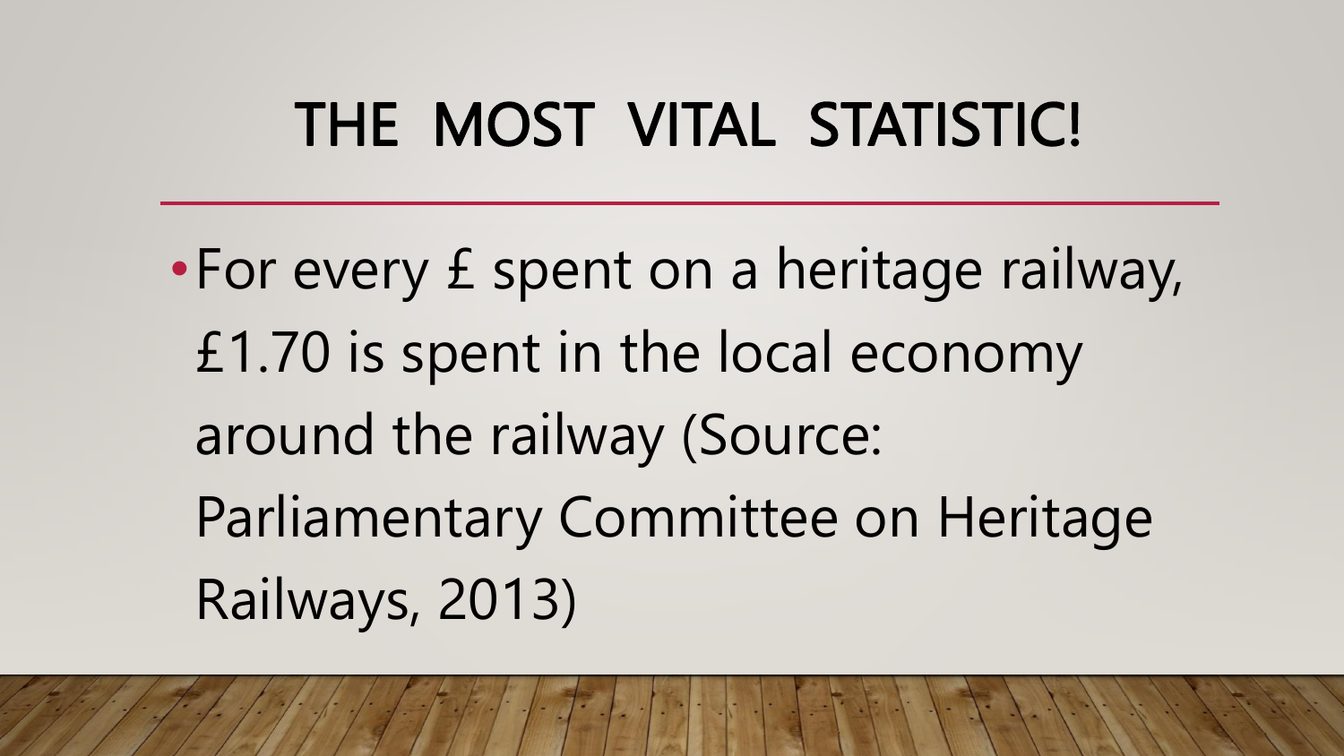# THE MOST VITAL STATISTIC!

- For every £ spent on a heritage railway, £1.70 is spent in the local economy around the railway (Source: Parliamentary Committee on Heritage Railways, 2013)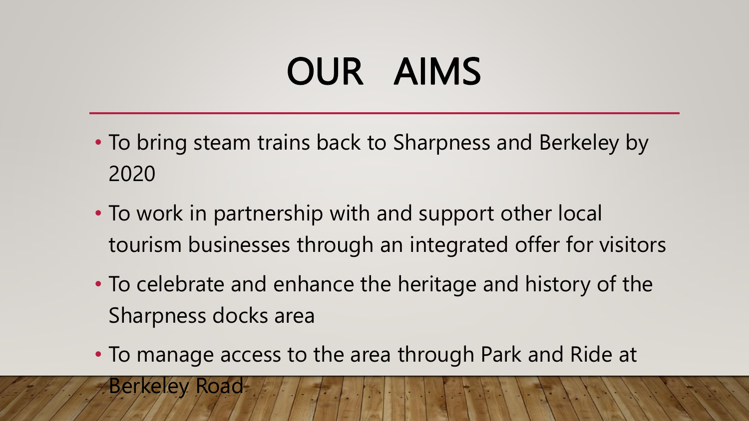# OUR AIMS

- To bring steam trains back to Sharpness and Berkeley by 2020
- To work in partnership with and support other local tourism businesses through an integrated offer for visitors
- To celebrate and enhance the heritage and history of the Sharpness docks area
- To manage access to the area through Park and Ride at Berkeley Road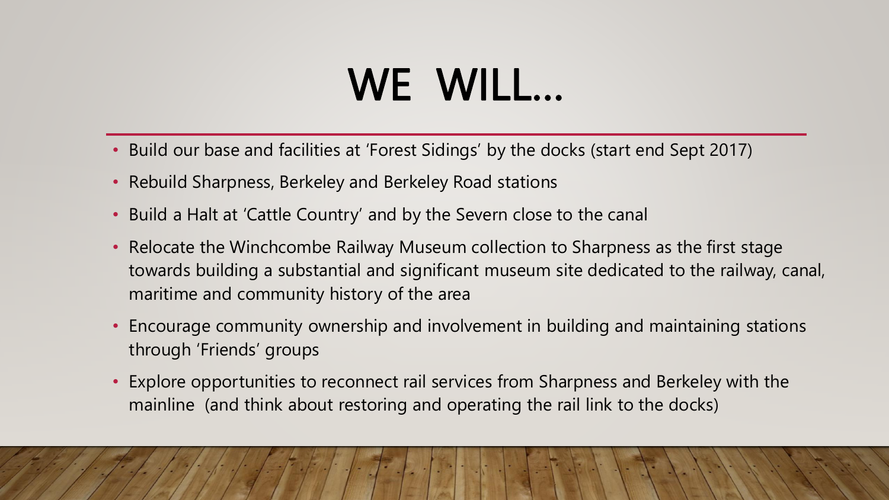# WE WILL…

- Build our base and facilities at 'Forest Sidings' by the docks (start end Sept 2017)
- Rebuild Sharpness, Berkeley and Berkeley Road stations
- Build a Halt at 'Cattle Country' and by the Severn close to the canal
- Relocate the Winchcombe Railway Museum collection to Sharpness as the first stage towards building a substantial and significant museum site dedicated to the railway, canal, maritime and community history of the area
- Encourage community ownership and involvement in building and maintaining stations through 'Friends' groups
- Explore opportunities to reconnect rail services from Sharpness and Berkeley with the mainline (and think about restoring and operating the rail link to the docks)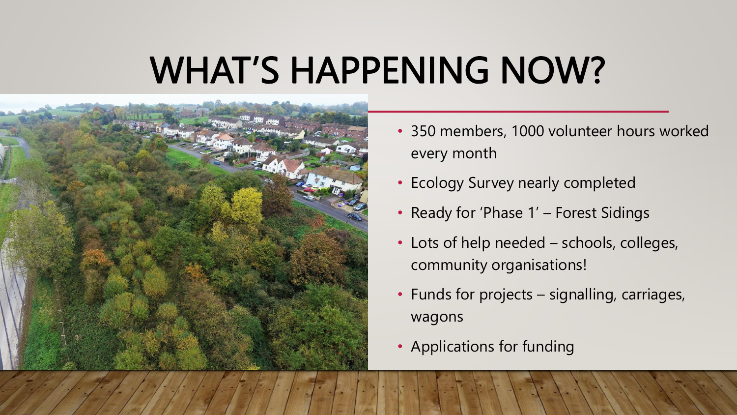# WHAT'S HAPPENING NOW?

- 350 members, 1000 volunteer hours worked every month
- Ecology Survey nearly completed
- Ready for 'Phase 1' – Forest Sidings
- Lots of help needed – schools, colleges, community organisations!
- Funds for projects – signalling, carriages, wagons
- Applications for funding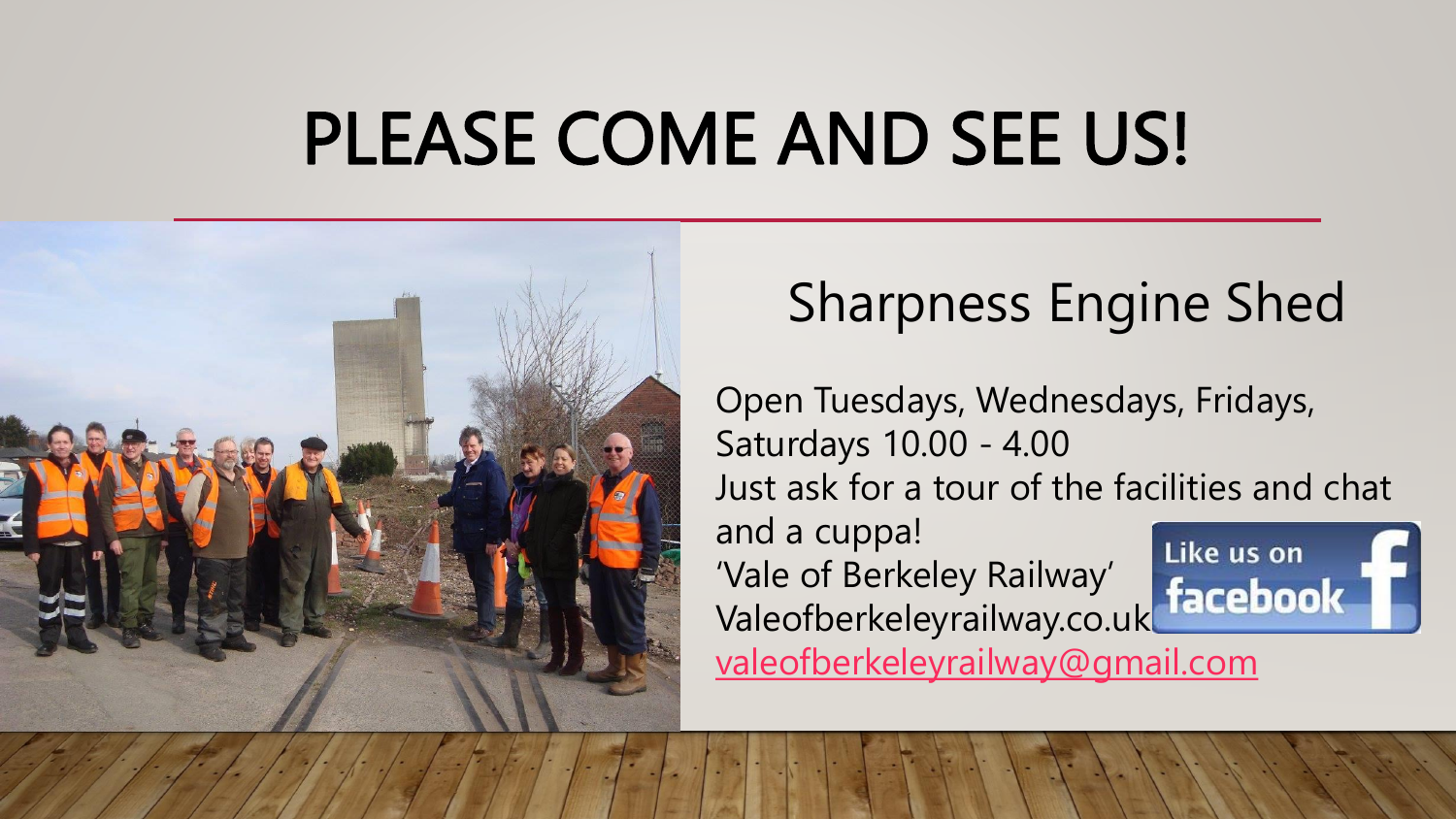# PLEASE COME AND SEE US!

## Sharpness Engine Shed

Open Tuesdays, Wednesdays, Fridays, Saturdays 10.00 - 4.00

Just ask for a tour of the facilities and chat and a cuppa!

'Vale of Berkeley Railway'

Like us on facebook

Valeofberkeleyrailway.co.uk

valeofberkeleyrailway@gmail.com